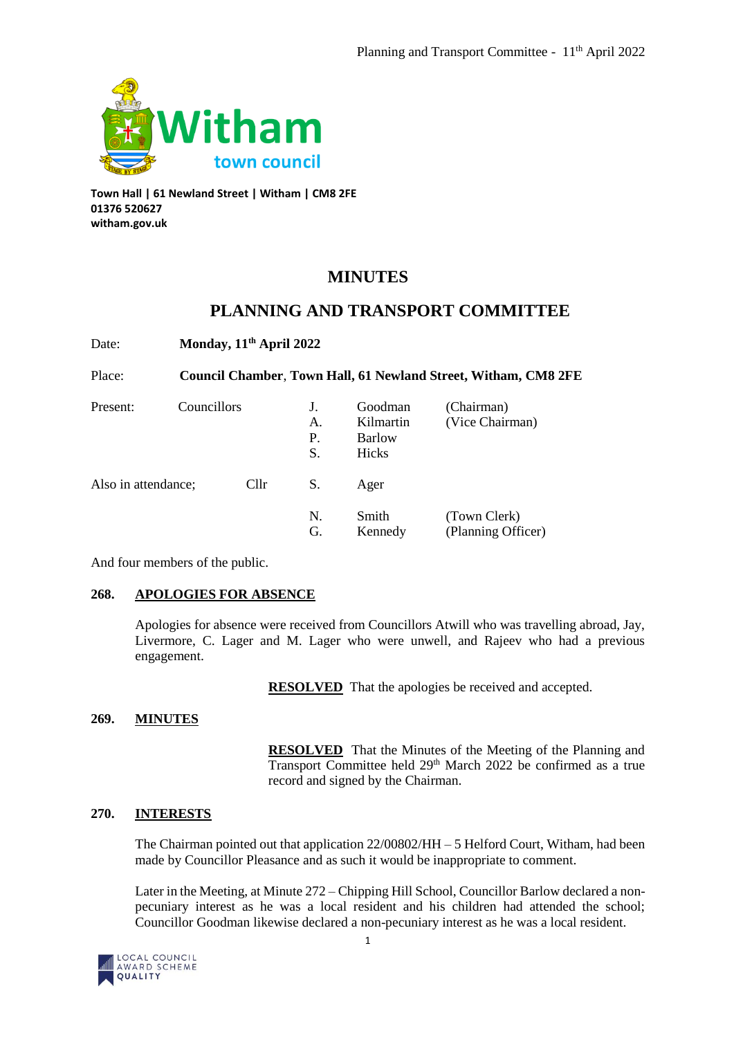Witham town council

**Town Hall | 61 Newland Street | Witham | CM8 2FE**
**01376 520627**
**witham.gov.uk**

# MINUTES

# PLANNING AND TRANSPORT COMMITTEE

Date: **Monday, 11th April 2022**

Place: **Council Chamber, Town Hall, 61 Newland Street, Witham, CM8 2FE**

| Present: | Councillors | J. | Goodman | (Chairman) |
|---|---|---|---|---|
| | | A. | Kilmartin | (Vice Chairman) |
| | | P. | Barlow | |
| | | S. | Hicks | |
| Also in attendance; | Cllr | S. | Ager | |
| | | N. | Smith | (Town Clerk) |
| | | G. | Kennedy | (Planning Officer) |

And four members of the public.

## 268. APOLOGIES FOR ABSENCE

Apologies for absence were received from Councillors Atwill who was travelling abroad, Jay, Livermore, C. Lager and M. Lager who were unwell, and Rajeev who had a previous engagement.

**RESOLVED** That the apologies be received and accepted.

## 269. MINUTES

**RESOLVED** That the Minutes of the Meeting of the Planning and Transport Committee held 29th March 2022 be confirmed as a true record and signed by the Chairman.

## 270. INTERESTS

The Chairman pointed out that application 22/00802/HH – 5 Helford Court, Witham, had been made by Councillor Pleasance and as such it would be inappropriate to comment.

Later in the Meeting, at Minute 272 – Chipping Hill School, Councillor Barlow declared a non-pecuniary interest as he was a local resident and his children had attended the school; Councillor Goodman likewise declared a non-pecuniary interest as he was a local resident.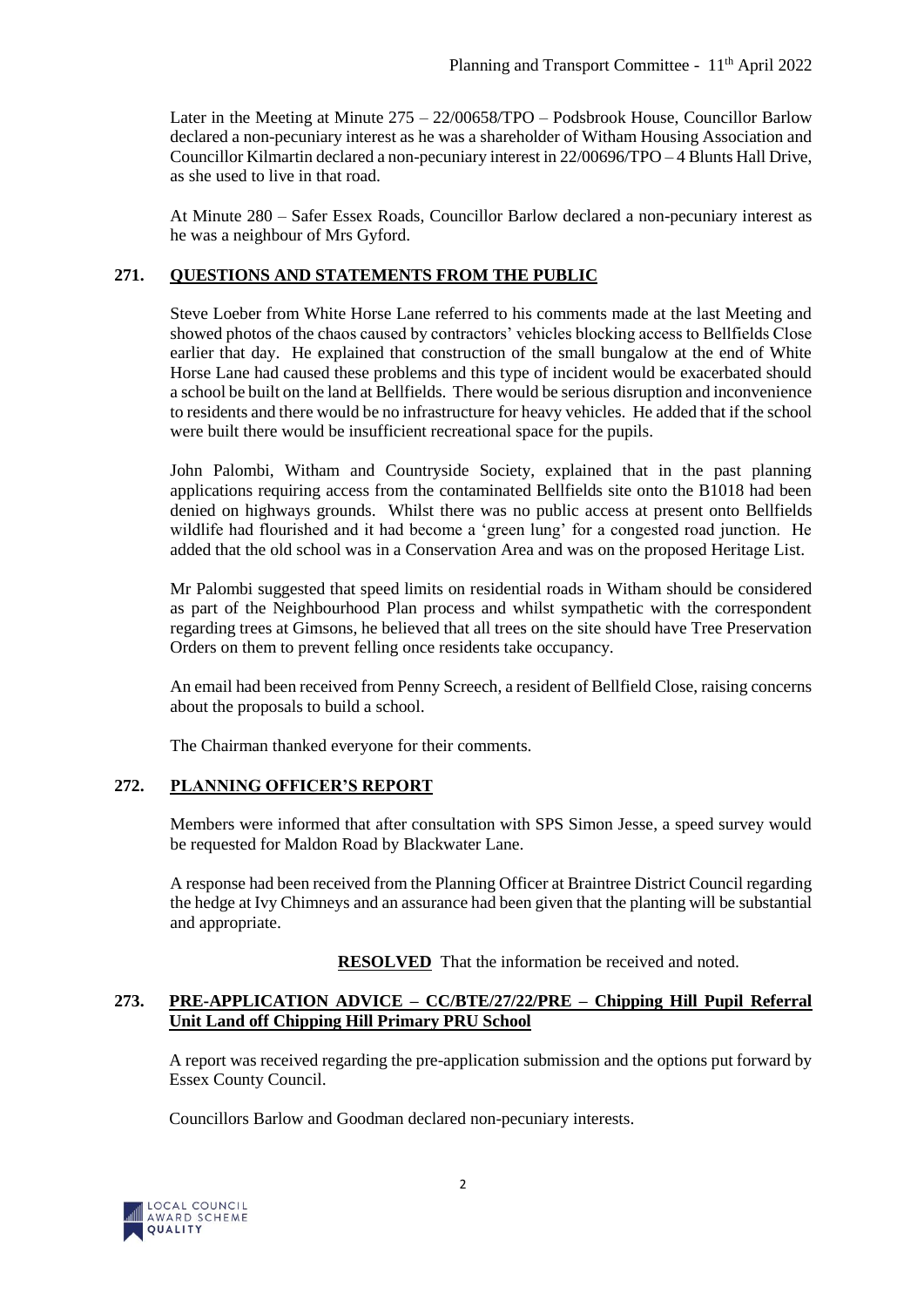Later in the Meeting at Minute 275 – 22/00658/TPO – Podsbrook House, Councillor Barlow declared a non-pecuniary interest as he was a shareholder of Witham Housing Association and Councillor Kilmartin declared a non-pecuniary interest in 22/00696/TPO – 4 Blunts Hall Drive, as she used to live in that road.

At Minute 280 – Safer Essex Roads, Councillor Barlow declared a non-pecuniary interest as he was a neighbour of Mrs Gyford.

## 271. QUESTIONS AND STATEMENTS FROM THE PUBLIC

Steve Loeber from White Horse Lane referred to his comments made at the last Meeting and showed photos of the chaos caused by contractors' vehicles blocking access to Bellfields Close earlier that day. He explained that construction of the small bungalow at the end of White Horse Lane had caused these problems and this type of incident would be exacerbated should a school be built on the land at Bellfields. There would be serious disruption and inconvenience to residents and there would be no infrastructure for heavy vehicles. He added that if the school were built there would be insufficient recreational space for the pupils.

John Palombi, Witham and Countryside Society, explained that in the past planning applications requiring access from the contaminated Bellfields site onto the B1018 had been denied on highways grounds. Whilst there was no public access at present onto Bellfields wildlife had flourished and it had become a 'green lung' for a congested road junction. He added that the old school was in a Conservation Area and was on the proposed Heritage List.

Mr Palombi suggested that speed limits on residential roads in Witham should be considered as part of the Neighbourhood Plan process and whilst sympathetic with the correspondent regarding trees at Gimsons, he believed that all trees on the site should have Tree Preservation Orders on them to prevent felling once residents take occupancy.

An email had been received from Penny Screech, a resident of Bellfield Close, raising concerns about the proposals to build a school.

The Chairman thanked everyone for their comments.

## 272. PLANNING OFFICER'S REPORT

Members were informed that after consultation with SPS Simon Jesse, a speed survey would be requested for Maldon Road by Blackwater Lane.

A response had been received from the Planning Officer at Braintree District Council regarding the hedge at Ivy Chimneys and an assurance had been given that the planting will be substantial and appropriate.

**RESOLVED** That the information be received and noted.

## 273. PRE-APPLICATION ADVICE – CC/BTE/27/22/PRE – Chipping Hill Pupil Referral Unit Land off Chipping Hill Primary PRU School

A report was received regarding the pre-application submission and the options put forward by Essex County Council.

Councillors Barlow and Goodman declared non-pecuniary interests.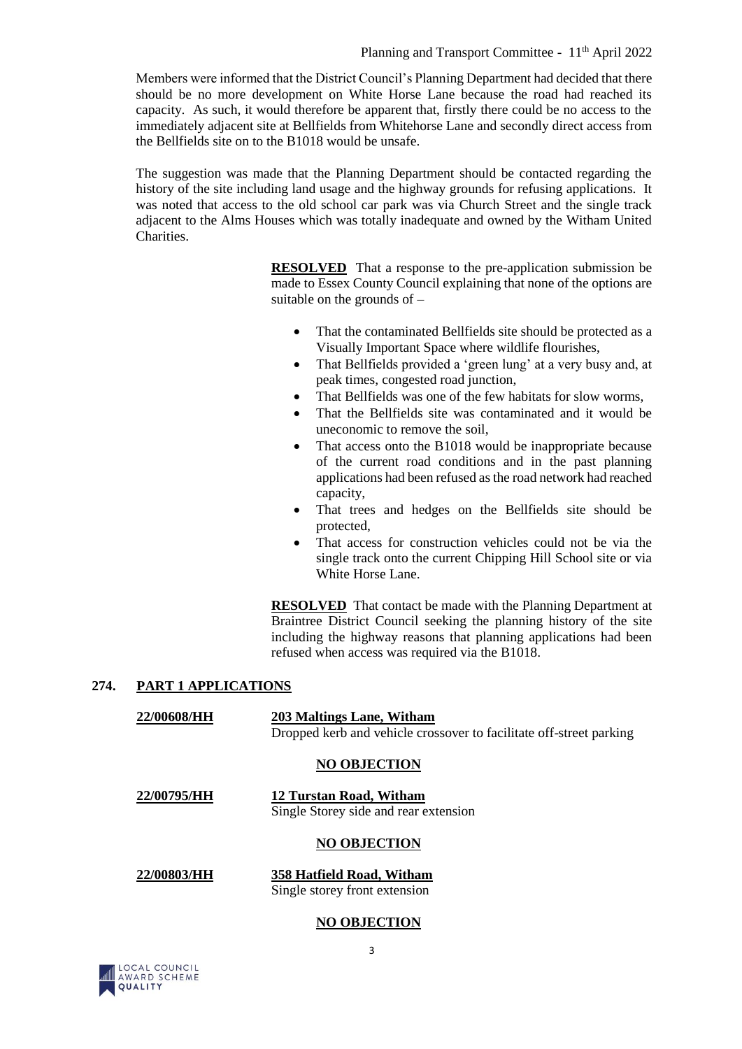Members were informed that the District Council's Planning Department had decided that there should be no more development on White Horse Lane because the road had reached its capacity. As such, it would therefore be apparent that, firstly there could be no access to the immediately adjacent site at Bellfields from Whitehorse Lane and secondly direct access from the Bellfields site on to the B1018 would be unsafe.

The suggestion was made that the Planning Department should be contacted regarding the history of the site including land usage and the highway grounds for refusing applications. It was noted that access to the old school car park was via Church Street and the single track adjacent to the Alms Houses which was totally inadequate and owned by the Witham United Charities.

**RESOLVED** That a response to the pre-application submission be made to Essex County Council explaining that none of the options are suitable on the grounds of –

- That the contaminated Bellfields site should be protected as a Visually Important Space where wildlife flourishes,
- That Bellfields provided a 'green lung' at a very busy and, at peak times, congested road junction,
- That Bellfields was one of the few habitats for slow worms,
- That the Bellfields site was contaminated and it would be uneconomic to remove the soil,
- That access onto the B1018 would be inappropriate because of the current road conditions and in the past planning applications had been refused as the road network had reached capacity,
- That trees and hedges on the Bellfields site should be protected,
- That access for construction vehicles could not be via the single track onto the current Chipping Hill School site or via White Horse Lane.

**RESOLVED** That contact be made with the Planning Department at Braintree District Council seeking the planning history of the site including the highway reasons that planning applications had been refused when access was required via the B1018.

## 274. PART 1 APPLICATIONS

**22/00608/HH** — **203 Maltings Lane, Witham**
Dropped kerb and vehicle crossover to facilitate off-street parking

**NO OBJECTION**

**22/00795/HH** — **12 Turstan Road, Witham**
Single Storey side and rear extension

**NO OBJECTION**

**22/00803/HH** — **358 Hatfield Road, Witham**
Single storey front extension

**NO OBJECTION**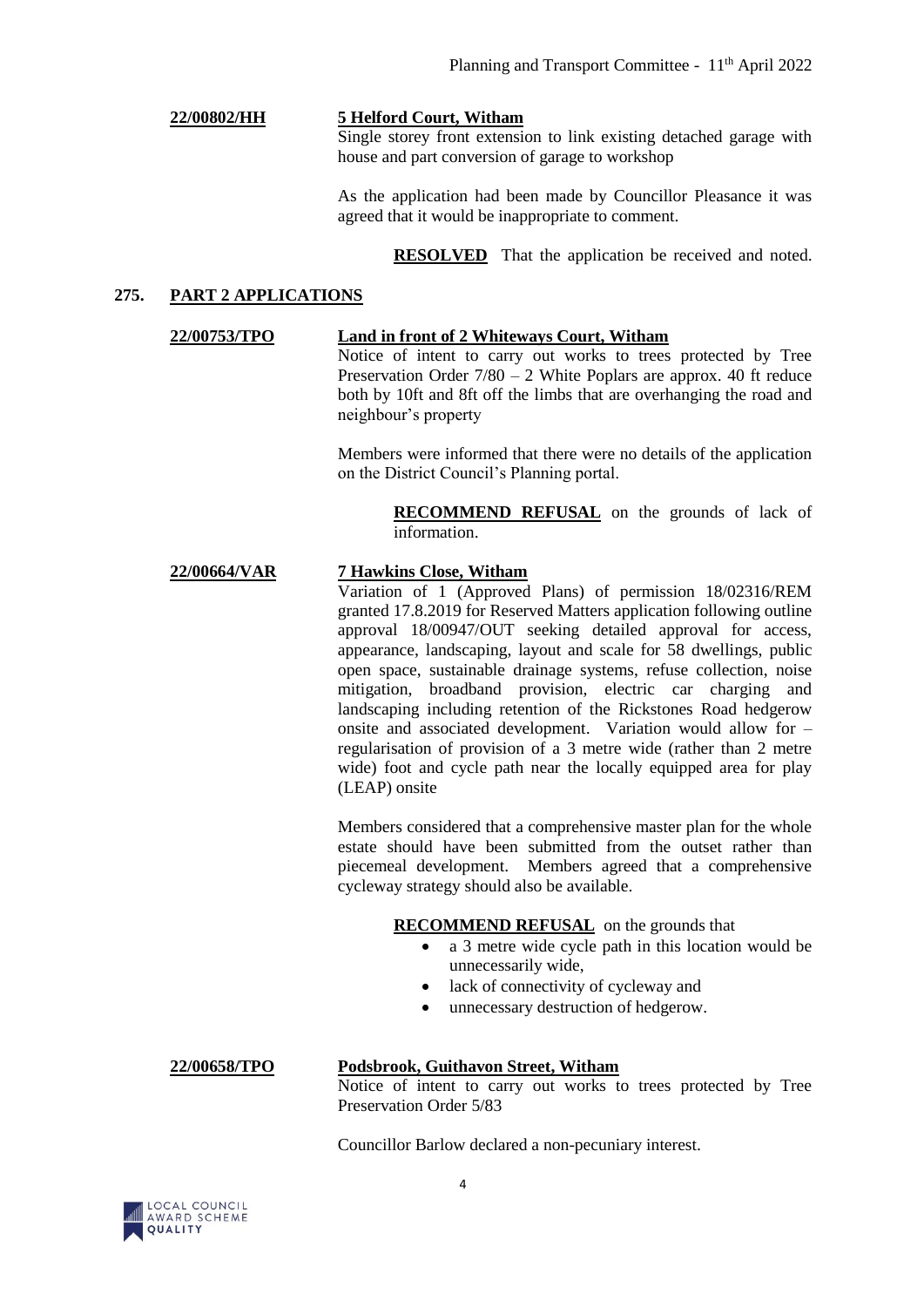**22/00802/HH** **5 Helford Court, Witham**

Single storey front extension to link existing detached garage with house and part conversion of garage to workshop

As the application had been made by Councillor Pleasance it was agreed that it would be inappropriate to comment.

**RESOLVED** That the application be received and noted.

## 275. PART 2 APPLICATIONS

**22/00753/TPO** **Land in front of 2 Whiteways Court, Witham**

Notice of intent to carry out works to trees protected by Tree Preservation Order 7/80 – 2 White Poplars are approx. 40 ft reduce both by 10ft and 8ft off the limbs that are overhanging the road and neighbour's property

Members were informed that there were no details of the application on the District Council's Planning portal.

**RECOMMEND REFUSAL** on the grounds of lack of information.

**22/00664/VAR** **7 Hawkins Close, Witham**

Variation of 1 (Approved Plans) of permission 18/02316/REM granted 17.8.2019 for Reserved Matters application following outline approval 18/00947/OUT seeking detailed approval for access, appearance, landscaping, layout and scale for 58 dwellings, public open space, sustainable drainage systems, refuse collection, noise mitigation, broadband provision, electric car charging and landscaping including retention of the Rickstones Road hedgerow onsite and associated development. Variation would allow for – regularisation of provision of a 3 metre wide (rather than 2 metre wide) foot and cycle path near the locally equipped area for play (LEAP) onsite

Members considered that a comprehensive master plan for the whole estate should have been submitted from the outset rather than piecemeal development. Members agreed that a comprehensive cycleway strategy should also be available.

**RECOMMEND REFUSAL** on the grounds that

- a 3 metre wide cycle path in this location would be unnecessarily wide,
- lack of connectivity of cycleway and
- unnecessary destruction of hedgerow.

**22/00658/TPO** **Podsbrook, Guithavon Street, Witham**

Notice of intent to carry out works to trees protected by Tree Preservation Order 5/83

Councillor Barlow declared a non-pecuniary interest.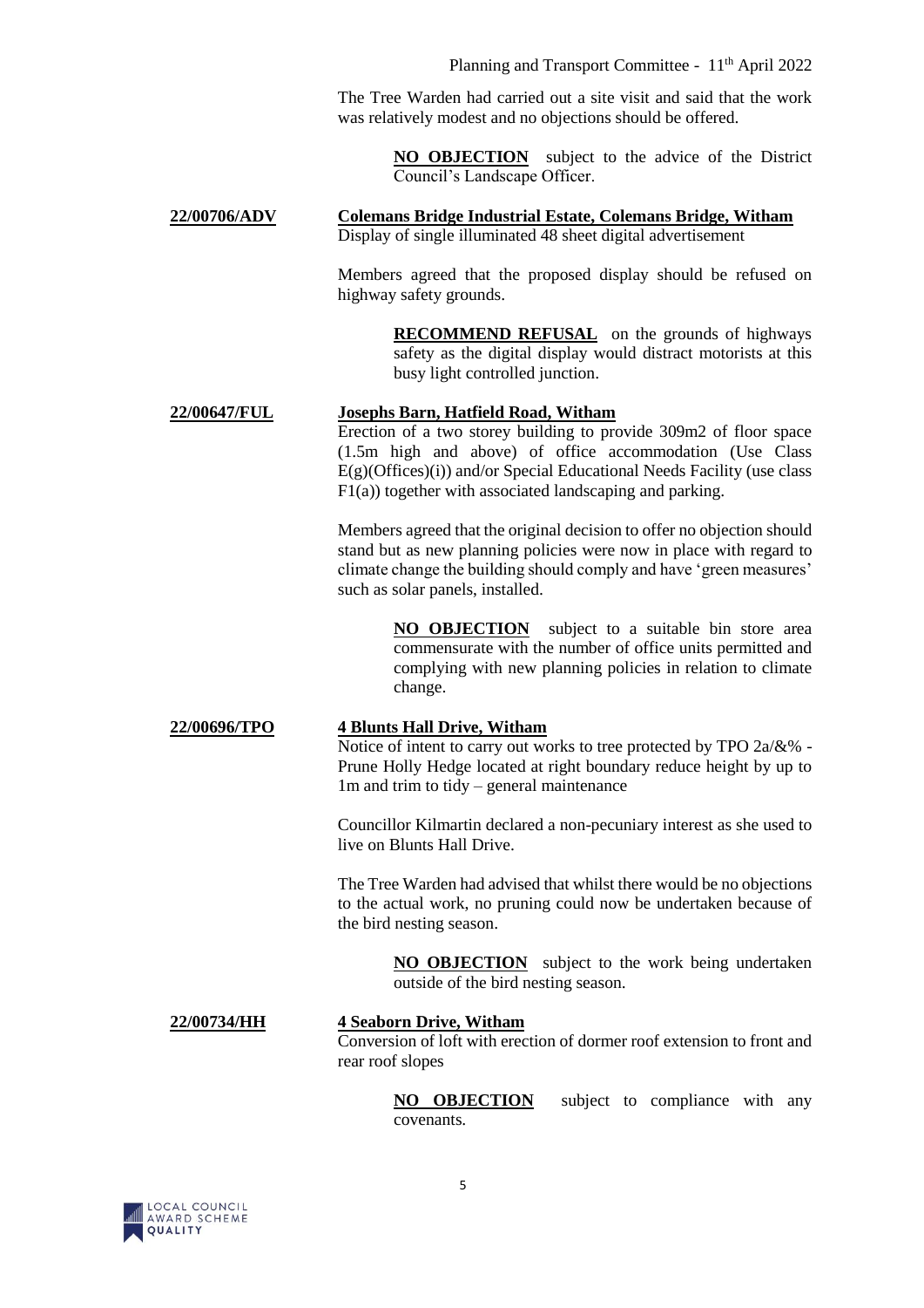The Tree Warden had carried out a site visit and said that the work was relatively modest and no objections should be offered.

> **NO OBJECTION** subject to the advice of the District Council's Landscape Officer.

**22/00706/ADV** **Colemans Bridge Industrial Estate, Colemans Bridge, Witham**
Display of single illuminated 48 sheet digital advertisement

Members agreed that the proposed display should be refused on highway safety grounds.

> **RECOMMEND REFUSAL** on the grounds of highways safety as the digital display would distract motorists at this busy light controlled junction.

**22/00647/FUL** **Josephs Barn, Hatfield Road, Witham**
Erection of a two storey building to provide 309m2 of floor space (1.5m high and above) of office accommodation (Use Class E(g)(Offices)(i)) and/or Special Educational Needs Facility (use class F1(a)) together with associated landscaping and parking.

Members agreed that the original decision to offer no objection should stand but as new planning policies were now in place with regard to climate change the building should comply and have 'green measures' such as solar panels, installed.

> **NO OBJECTION** subject to a suitable bin store area commensurate with the number of office units permitted and complying with new planning policies in relation to climate change.

**22/00696/TPO** **4 Blunts Hall Drive, Witham**
Notice of intent to carry out works to tree protected by TPO 2a/&% - Prune Holly Hedge located at right boundary reduce height by up to 1m and trim to tidy – general maintenance

Councillor Kilmartin declared a non-pecuniary interest as she used to live on Blunts Hall Drive.

The Tree Warden had advised that whilst there would be no objections to the actual work, no pruning could now be undertaken because of the bird nesting season.

> **NO OBJECTION** subject to the work being undertaken outside of the bird nesting season.

**22/00734/HH** **4 Seaborn Drive, Witham**
Conversion of loft with erection of dormer roof extension to front and rear roof slopes

> **NO OBJECTION** subject to compliance with any covenants.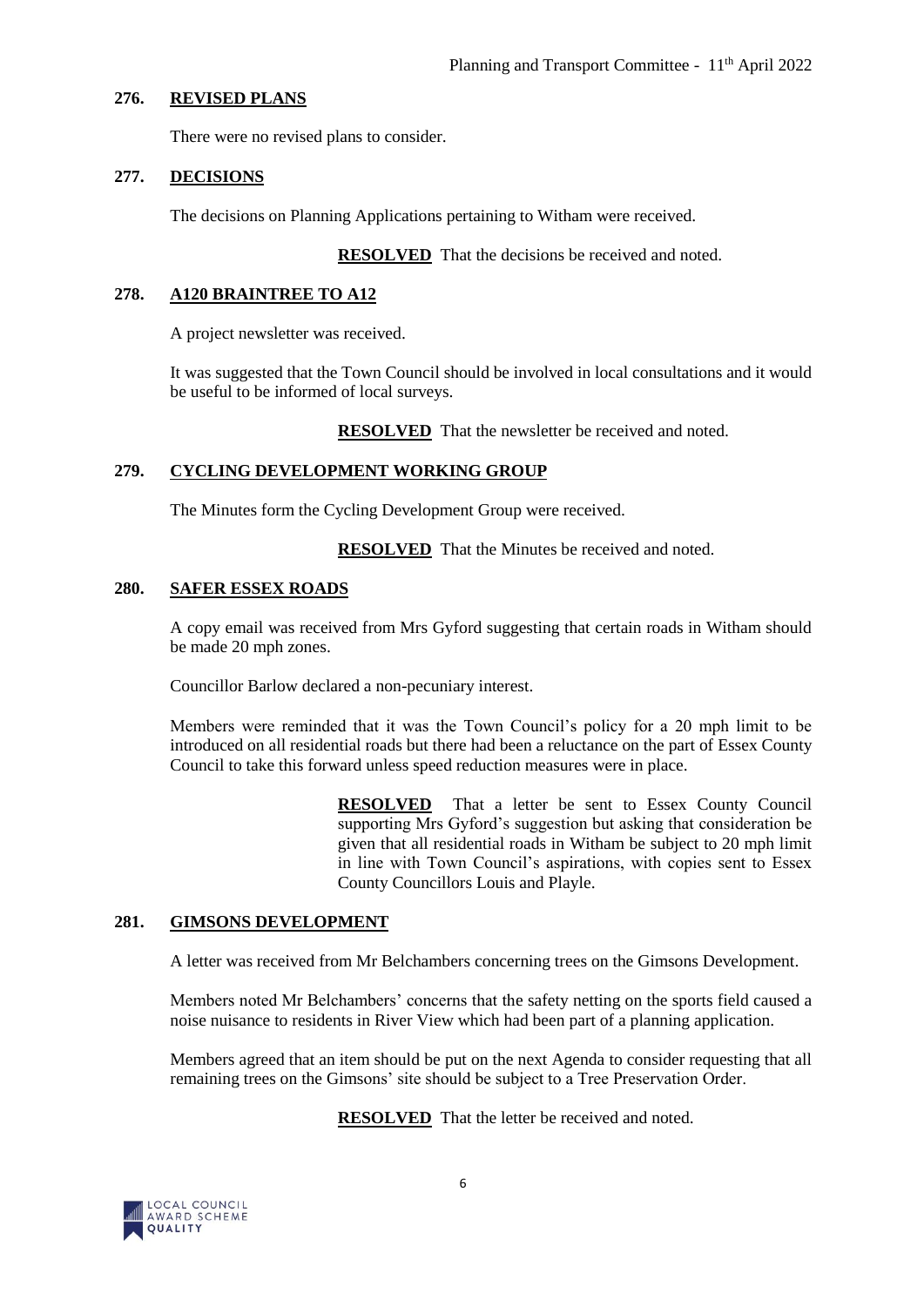## 276. REVISED PLANS

There were no revised plans to consider.

## 277. DECISIONS

The decisions on Planning Applications pertaining to Witham were received.

**RESOLVED** That the decisions be received and noted.

## 278. A120 BRAINTREE TO A12

A project newsletter was received.

It was suggested that the Town Council should be involved in local consultations and it would be useful to be informed of local surveys.

**RESOLVED** That the newsletter be received and noted.

## 279. CYCLING DEVELOPMENT WORKING GROUP

The Minutes form the Cycling Development Group were received.

**RESOLVED** That the Minutes be received and noted.

## 280. SAFER ESSEX ROADS

A copy email was received from Mrs Gyford suggesting that certain roads in Witham should be made 20 mph zones.

Councillor Barlow declared a non-pecuniary interest.

Members were reminded that it was the Town Council's policy for a 20 mph limit to be introduced on all residential roads but there had been a reluctance on the part of Essex County Council to take this forward unless speed reduction measures were in place.

**RESOLVED** That a letter be sent to Essex County Council supporting Mrs Gyford's suggestion but asking that consideration be given that all residential roads in Witham be subject to 20 mph limit in line with Town Council's aspirations, with copies sent to Essex County Councillors Louis and Playle.

## 281. GIMSONS DEVELOPMENT

A letter was received from Mr Belchambers concerning trees on the Gimsons Development.

Members noted Mr Belchambers' concerns that the safety netting on the sports field caused a noise nuisance to residents in River View which had been part of a planning application.

Members agreed that an item should be put on the next Agenda to consider requesting that all remaining trees on the Gimsons' site should be subject to a Tree Preservation Order.

**RESOLVED** That the letter be received and noted.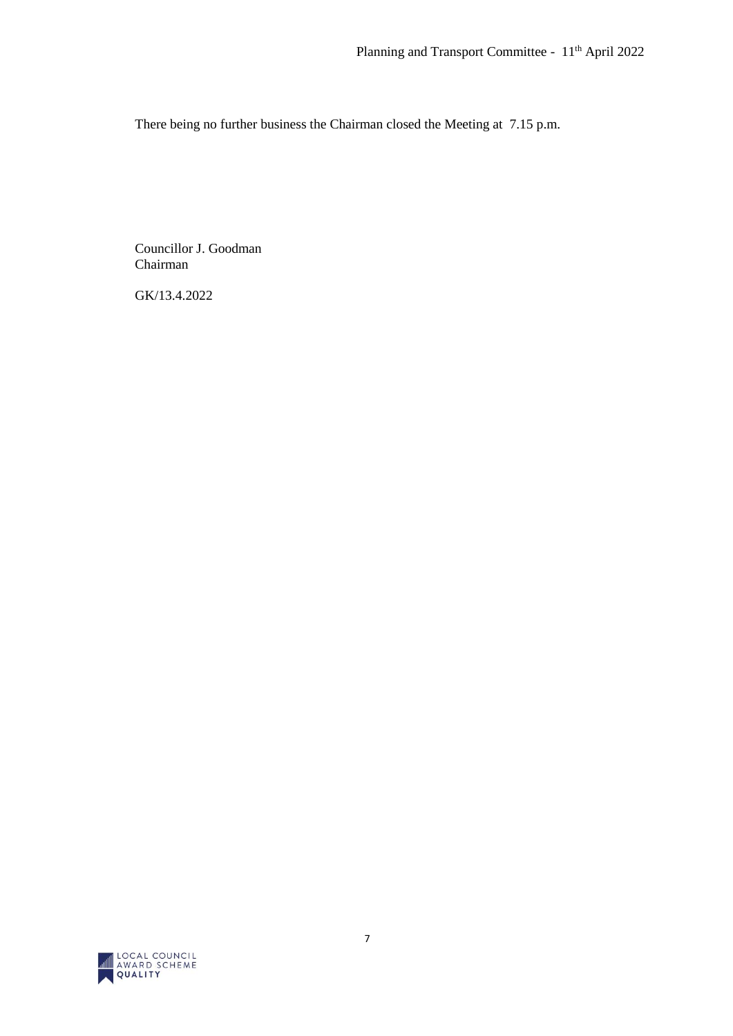There being no further business the Chairman closed the Meeting at 7.15 p.m.

Councillor J. Goodman
Chairman

GK/13.4.2022